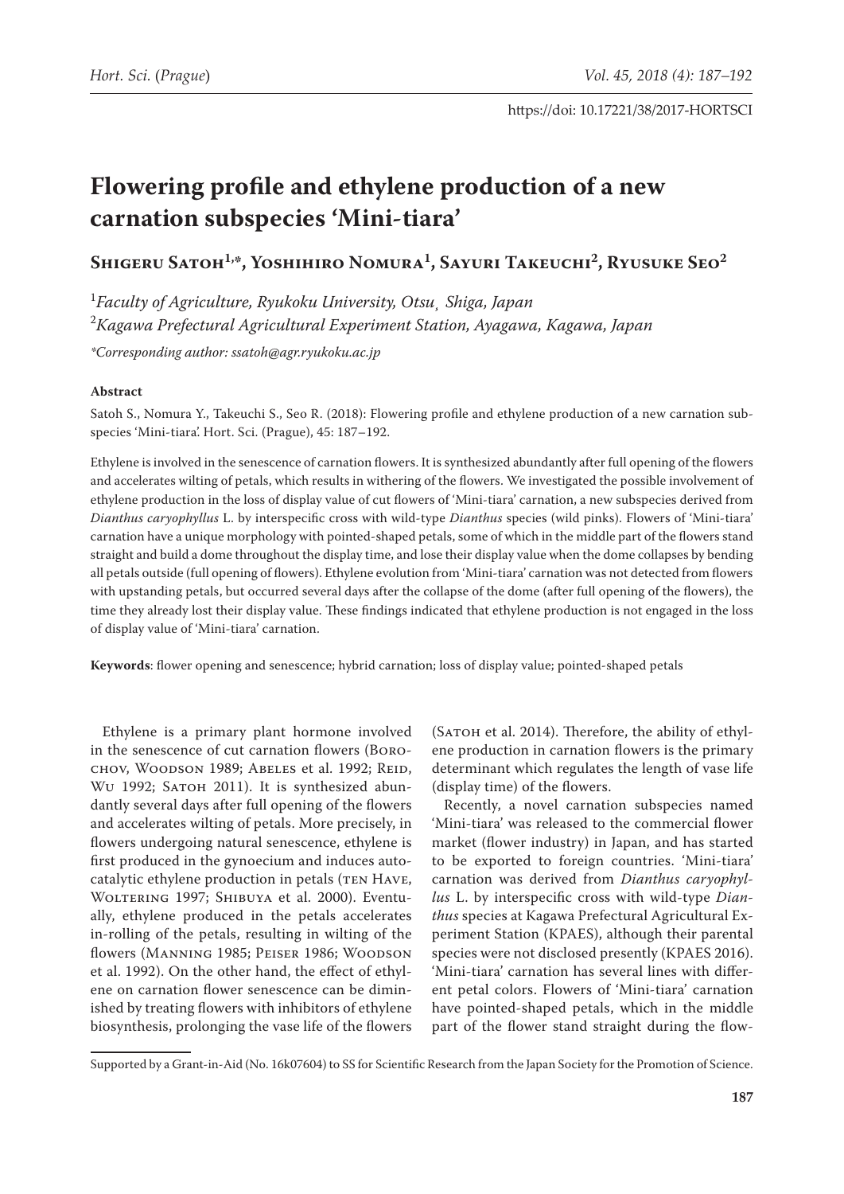https://doi: 10.17221/38/2017-HORTSCI

# Flowering profile and ethylene production of a new carnation subspecies 'Mini-tiara'

**Shigeru Satoh[1,*], Yoshihiro Nomura[1], Sayuri Takeuchi[2], Ryusuke Seo[2]**

[1]*Faculty of Agriculture, Ryukoku University, Otsu, Shiga, Japan*
[2]*Kagawa Prefectural Agricultural Experiment Station, Ayagawa, Kagawa, Japan*

*\*Corresponding author: ssatoh@agr.ryukoku.ac.jp*

### Abstract

Satoh S., Nomura Y., Takeuchi S., Seo R. (2018): Flowering profile and ethylene production of a new carnation subspecies 'Mini-tiara'. Hort. Sci. (Prague), 45: 187–192.

Ethylene is involved in the senescence of carnation flowers. It is synthesized abundantly after full opening of the flowers and accelerates wilting of petals, which results in withering of the flowers. We investigated the possible involvement of ethylene production in the loss of display value of cut flowers of 'Mini-tiara' carnation, a new subspecies derived from *Dianthus caryophyllus* L. by interspecific cross with wild-type *Dianthus* species (wild pinks). Flowers of 'Mini-tiara' carnation have a unique morphology with pointed-shaped petals, some of which in the middle part of the flowers stand straight and build a dome throughout the display time, and lose their display value when the dome collapses by bending all petals outside (full opening of flowers). Ethylene evolution from 'Mini-tiara' carnation was not detected from flowers with upstanding petals, but occurred several days after the collapse of the dome (after full opening of the flowers), the time they already lost their display value. These findings indicated that ethylene production is not engaged in the loss of display value of 'Mini-tiara' carnation.

**Keywords**: flower opening and senescence; hybrid carnation; loss of display value; pointed-shaped petals

Ethylene is a primary plant hormone involved in the senescence of cut carnation flowers (Borochov, Woodson 1989; Abeles et al. 1992; Reid, Wu 1992; Satoh 2011). It is synthesized abundantly several days after full opening of the flowers and accelerates wilting of petals. More precisely, in flowers undergoing natural senescence, ethylene is first produced in the gynoecium and induces autocatalytic ethylene production in petals (ten Have, Woltering 1997; Shibuya et al. 2000). Eventually, ethylene produced in the petals accelerates in-rolling of the petals, resulting in wilting of the flowers (Manning 1985; Peiser 1986; Woodson et al. 1992). On the other hand, the effect of ethylene on carnation flower senescence can be diminished by treating flowers with inhibitors of ethylene biosynthesis, prolonging the vase life of the flowers (Satoh et al. 2014). Therefore, the ability of ethylene production in carnation flowers is the primary determinant which regulates the length of vase life (display time) of the flowers.

Recently, a novel carnation subspecies named 'Mini-tiara' was released to the commercial flower market (flower industry) in Japan, and has started to be exported to foreign countries. 'Mini-tiara' carnation was derived from *Dianthus caryophyllus* L. by interspecific cross with wild-type *Dianthus* species at Kagawa Prefectural Agricultural Experiment Station (KPAES), although their parental species were not disclosed presently (KPAES 2016). 'Mini-tiara' carnation has several lines with different petal colors. Flowers of 'Mini-tiara' carnation have pointed-shaped petals, which in the middle part of the flower stand straight during the flow-

Supported by a Grant-in-Aid (No. 16k07604) to SS for Scientific Research from the Japan Society for the Promotion of Science.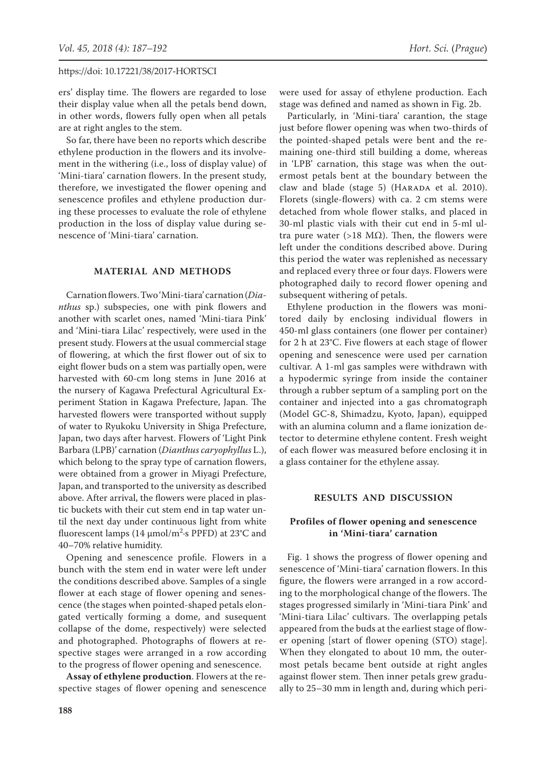ers' display time. The flowers are regarded to lose their display value when all the petals bend down, in other words, flowers fully open when all petals are at right angles to the stem.

So far, there have been no reports which describe ethylene production in the flowers and its involvement in the withering (i.e., loss of display value) of 'Mini-tiara' carnation flowers. In the present study, therefore, we investigated the flower opening and senescence profiles and ethylene production during these processes to evaluate the role of ethylene production in the loss of display value during senescence of 'Mini-tiara' carnation.

## MATERIAL AND METHODS

**Carnation flowers.** Two 'Mini-tiara' carnation (*Dianthus* sp.) subspecies, one with pink flowers and another with scarlet ones, named 'Mini-tiara Pink' and 'Mini-tiara Lilac' respectively, were used in the present study. Flowers at the usual commercial stage of flowering, at which the first flower out of six to eight flower buds on a stem was partially open, were harvested with 60-cm long stems in June 2016 at the nursery of Kagawa Prefectural Agricultural Experiment Station in Kagawa Prefecture, Japan. The harvested flowers were transported without supply of water to Ryukoku University in Shiga Prefecture, Japan, two days after harvest. Flowers of 'Light Pink Barbara (LPB)' carnation (*Dianthus caryophyllus* L.), which belong to the spray type of carnation flowers, were obtained from a grower in Miyagi Prefecture, Japan, and transported to the university as described above. After arrival, the flowers were placed in plastic buckets with their cut stem end in tap water until the next day under continuous light from white fluorescent lamps (14 μmol/m$^2$·s PPFD) at 23°C and 40–70% relative humidity.

**Opening and senescence profile.** Flowers in a bunch with the stem end in water were left under the conditions described above. Samples of a single flower at each stage of flower opening and senescence (the stages when pointed-shaped petals elongated vertically forming a dome, and susequent collapse of the dome, respectively) were selected and photographed. Photographs of flowers at respective stages were arranged in a row according to the progress of flower opening and senescence.

**Assay of ethylene production**. Flowers at the respective stages of flower opening and senescence were used for assay of ethylene production. Each stage was defined and named as shown in Fig. 2b.

Particularly, in 'Mini-tiara' carantion, the stage just before flower opening was when two-thirds of the pointed-shaped petals were bent and the remaining one-third still building a dome, whereas in 'LPB' carnation, this stage was when the outermost petals bent at the boundary between the claw and blade (stage 5) (Harada et al. 2010). Florets (single-flowers) with ca. 2 cm stems were detached from whole flower stalks, and placed in 30-ml plastic vials with their cut end in 5-ml ultra pure water (>18 MΩ). Then, the flowers were left under the conditions described above. During this period the water was replenished as necessary and replaced every three or four days. Flowers were photographed daily to record flower opening and subsequent withering of petals.

Ethylene production in the flowers was monitored daily by enclosing individual flowers in 450-ml glass containers (one flower per container) for 2 h at 23°C. Five flowers at each stage of flower opening and senescence were used per carnation cultivar. A 1-ml gas samples were withdrawn with a hypodermic syringe from inside the container through a rubber septum of a sampling port on the container and injected into a gas chromatograph (Model GC-8, Shimadzu, Kyoto, Japan), equipped with an alumina column and a flame ionization detector to determine ethylene content. Fresh weight of each flower was measured before enclosing it in a glass container for the ethylene assay.

## RESULTS AND DISCUSSION

### Profiles of flower opening and senescence in 'Mini-tiara' carnation

Fig. 1 shows the progress of flower opening and senescence of 'Mini-tiara' carnation flowers. In this figure, the flowers were arranged in a row according to the morphological change of the flowers. The stages progressed similarly in 'Mini-tiara Pink' and 'Mini-tiara Lilac' cultivars. The overlapping petals appeared from the buds at the earliest stage of flower opening [start of flower opening (STO) stage]. When they elongated to about 10 mm, the outermost petals became bent outside at right angles against flower stem. Then inner petals grew gradually to 25–30 mm in length and, during which peri-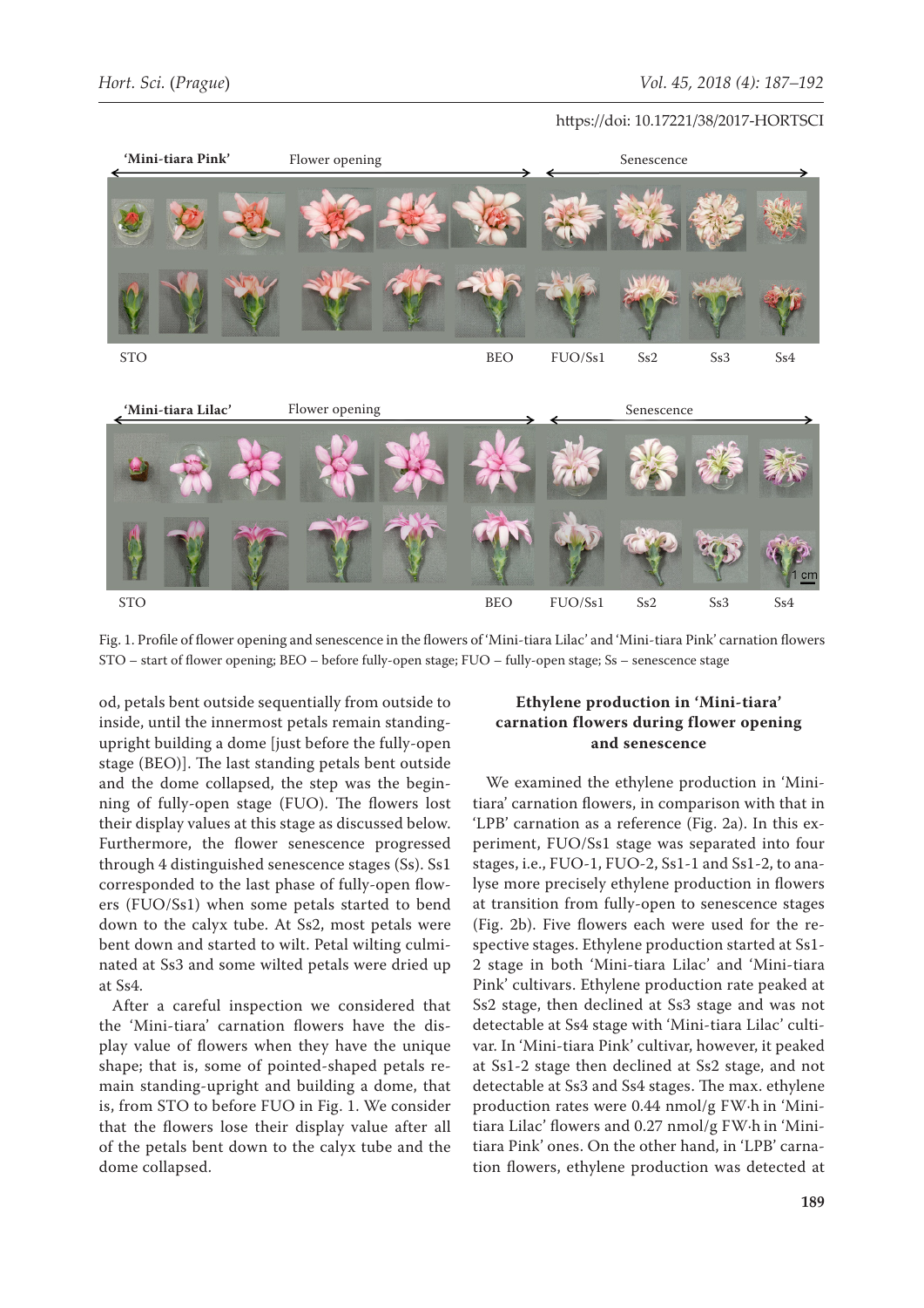Fig. 1. Profile of flower opening and senescence in the flowers of 'Mini-tiara Lilac' and 'Mini-tiara Pink' carnation flowers STO – start of flower opening; BEO – before fully-open stage; FUO – fully-open stage; Ss – senescence stage

od, petals bent outside sequentially from outside to inside, until the innermost petals remain standing-upright building a dome [just before the fully-open stage (BEO)]. The last standing petals bent outside and the dome collapsed, the step was the beginning of fully-open stage (FUO). The flowers lost their display values at this stage as discussed below. Furthermore, the flower senescence progressed through 4 distinguished senescence stages (Ss). Ss1 corresponded to the last phase of fully-open flowers (FUO/Ss1) when some petals started to bend down to the calyx tube. At Ss2, most petals were bent down and started to wilt. Petal wilting culminated at Ss3 and some wilted petals were dried up at Ss4.

After a careful inspection we considered that the 'Mini-tiara' carnation flowers have the display value of flowers when they have the unique shape; that is, some of pointed-shaped petals remain standing-upright and building a dome, that is, from STO to before FUO in Fig. 1. We consider that the flowers lose their display value after all of the petals bent down to the calyx tube and the dome collapsed.

### Ethylene production in 'Mini-tiara' carnation flowers during flower opening and senescence

We examined the ethylene production in 'Mini-tiara' carnation flowers, in comparison with that in 'LPB' carnation as a reference (Fig. 2a). In this experiment, FUO/Ss1 stage was separated into four stages, i.e., FUO-1, FUO-2, Ss1-1 and Ss1-2, to analyse more precisely ethylene production in flowers at transition from fully-open to senescence stages (Fig. 2b). Five flowers each were used for the respective stages. Ethylene production started at Ss1-2 stage in both 'Mini-tiara Lilac' and 'Mini-tiara Pink' cultivars. Ethylene production rate peaked at Ss2 stage, then declined at Ss3 stage and was not detectable at Ss4 stage with 'Mini-tiara Lilac' cultivar. In 'Mini-tiara Pink' cultivar, however, it peaked at Ss1-2 stage then declined at Ss2 stage, and not detectable at Ss3 and Ss4 stages. The max. ethylene production rates were 0.44 nmol/g FW·h in 'Mini-tiara Lilac' flowers and 0.27 nmol/g FW·h in 'Mini-tiara Pink' ones. On the other hand, in 'LPB' carnation flowers, ethylene production was detected at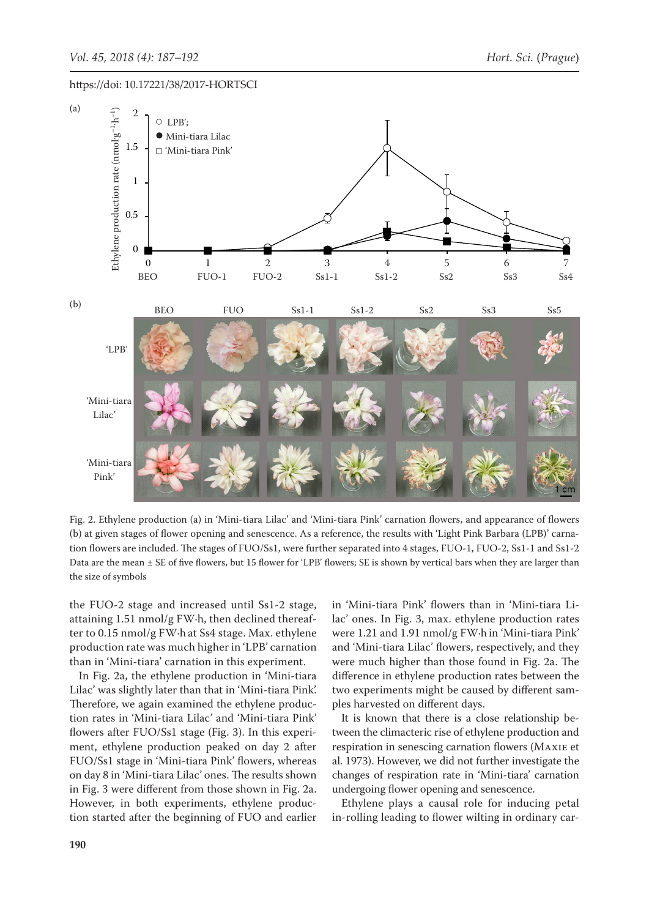Fig. 2. Ethylene production (a) in 'Mini-tiara Lilac' and 'Mini-tiara Pink' carnation flowers, and appearance of flowers (b) at given stages of flower opening and senescence. As a reference, the results with 'Light Pink Barbara (LPB)' carnation flowers are included. The stages of FUO/Ss1, were further separated into 4 stages, FUO-1, FUO-2, Ss1-1 and Ss1-2 Data are the mean ± SE of five flowers, but 15 flower for 'LPB' flowers; SE is shown by vertical bars when they are larger than the size of symbols

the FUO-2 stage and increased until Ss1-2 stage, attaining 1.51 nmol/g FW·h, then declined thereafter to 0.15 nmol/g FW·h at Ss4 stage. Max. ethylene production rate was much higher in 'LPB' carnation than in 'Mini-tiara' carnation in this experiment.

In Fig. 2a, the ethylene production in 'Mini-tiara Lilac' was slightly later than that in 'Mini-tiara Pink'. Therefore, we again examined the ethylene production rates in 'Mini-tiara Lilac' and 'Mini-tiara Pink' flowers after FUO/Ss1 stage (Fig. 3). In this experiment, ethylene production peaked on day 2 after FUO/Ss1 stage in 'Mini-tiara Pink' flowers, whereas on day 8 in 'Mini-tiara Lilac' ones. The results shown in Fig. 3 were different from those shown in Fig. 2a. However, in both experiments, ethylene production started after the beginning of FUO and earlier in 'Mini-tiara Pink' flowers than in 'Mini-tiara Lilac' ones. In Fig. 3, max. ethylene production rates were 1.21 and 1.91 nmol/g FW·h in 'Mini-tiara Pink' and 'Mini-tiara Lilac' flowers, respectively, and they were much higher than those found in Fig. 2a. The difference in ethylene production rates between the two experiments might be caused by different samples harvested on different days.

It is known that there is a close relationship between the climacteric rise of ethylene production and respiration in senescing carnation flowers (Maxie et al. 1973). However, we did not further investigate the changes of respiration rate in 'Mini-tiara' carnation undergoing flower opening and senescence.

Ethylene plays a causal role for inducing petal in-rolling leading to flower wilting in ordinary car-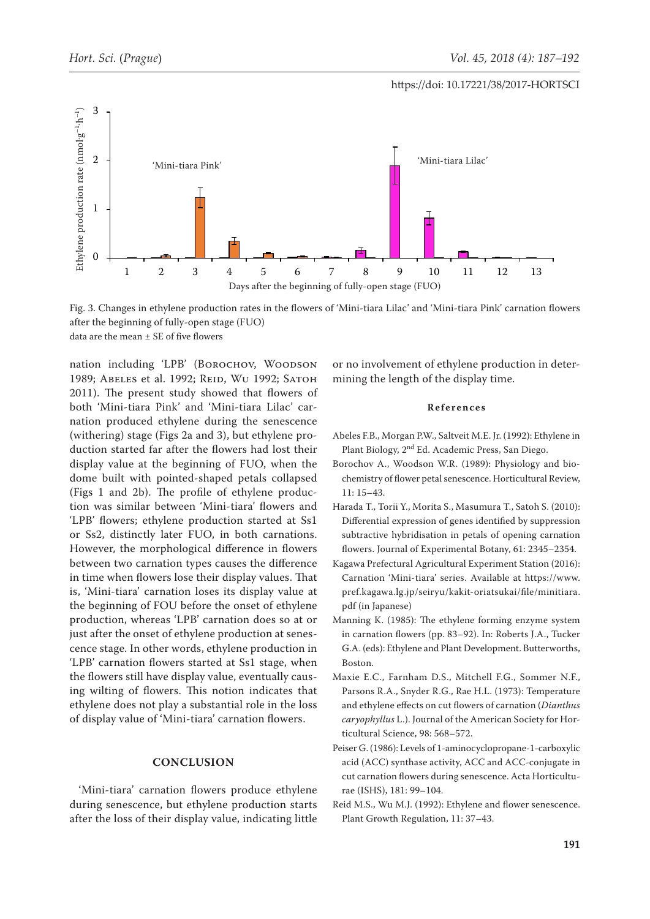Fig. 3. Changes in ethylene production rates in the flowers of 'Mini-tiara Lilac' and 'Mini-tiara Pink' carnation flowers after the beginning of fully-open stage (FUO)
data are the mean ± SE of five flowers

nation including 'LPB' (Borochov, Woodson 1989; Abeles et al. 1992; Reid, Wu 1992; Satoh 2011). The present study showed that flowers of both 'Mini-tiara Pink' and 'Mini-tiara Lilac' carnation produced ethylene during the senescence (withering) stage (Figs 2a and 3), but ethylene production started far after the flowers had lost their display value at the beginning of FUO, when the dome built with pointed-shaped petals collapsed (Figs 1 and 2b). The profile of ethylene production was similar between 'Mini-tiara' flowers and 'LPB' flowers; ethylene production started at Ss1 or Ss2, distinctly later FUO, in both carnations. However, the morphological difference in flowers between two carnation types causes the difference in time when flowers lose their display values. That is, 'Mini-tiara' carnation loses its display value at the beginning of FOU before the onset of ethylene production, whereas 'LPB' carnation does so at or just after the onset of ethylene production at senescence stage. In other words, ethylene production in 'LPB' carnation flowers started at Ss1 stage, when the flowers still have display value, eventually causing wilting of flowers. This notion indicates that ethylene does not play a substantial role in the loss of display value of 'Mini-tiara' carnation flowers.

## CONCLUSION

'Mini-tiara' carnation flowers produce ethylene during senescence, but ethylene production starts after the loss of their display value, indicating little or no involvement of ethylene production in determining the length of the display time.

### References

Abeles F.B., Morgan P.W., Saltveit M.E. Jr. (1992): Ethylene in Plant Biology, 2nd Ed. Academic Press, San Diego.

Borochov A., Woodson W.R. (1989): Physiology and biochemistry of flower petal senescence. Horticultural Review, 11: 15–43.

Harada T., Torii Y., Morita S., Masumura T., Satoh S. (2010): Differential expression of genes identified by suppression subtractive hybridisation in petals of opening carnation flowers. Journal of Experimental Botany, 61: 2345–2354.

Kagawa Prefectural Agricultural Experiment Station (2016): Carnation 'Mini-tiara' series. Available at https://www.pref.kagawa.lg.jp/seiryu/kakit-oriatsukai/file/minitiara.pdf (in Japanese)

Manning K. (1985): The ethylene forming enzyme system in carnation flowers (pp. 83–92). In: Roberts J.A., Tucker G.A. (eds): Ethylene and Plant Development. Butterworths, Boston.

Maxie E.C., Farnham D.S., Mitchell F.G., Sommer N.F., Parsons R.A., Snyder R.G., Rae H.L. (1973): Temperature and ethylene effects on cut flowers of carnation (*Dianthus caryophyllus* L.). Journal of the American Society for Horticultural Science, 98: 568–572.

Peiser G. (1986): Levels of 1-aminocyclopropane-1-carboxylic acid (ACC) synthase activity, ACC and ACC-conjugate in cut carnation flowers during senescence. Acta Horticulturae (ISHS), 181: 99–104.

Reid M.S., Wu M.J. (1992): Ethylene and flower senescence. Plant Growth Regulation, 11: 37–43.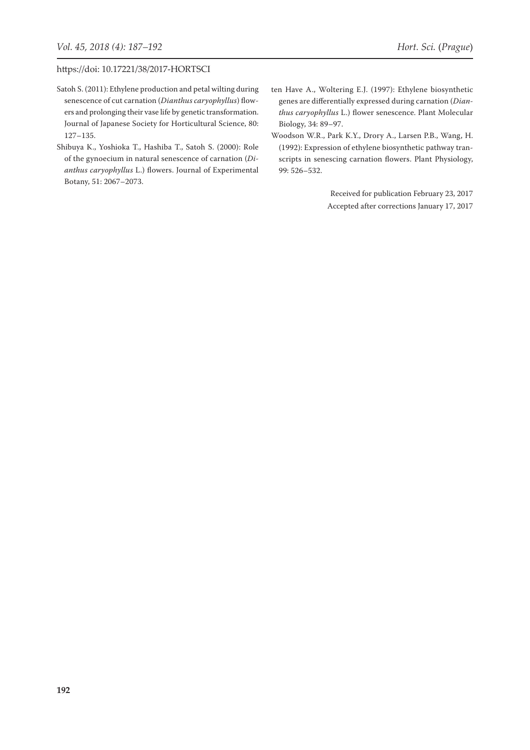Satoh S. (2011): Ethylene production and petal wilting during senescence of cut carnation (*Dianthus caryophyllus*) flowers and prolonging their vase life by genetic transformation. Journal of Japanese Society for Horticultural Science, 80: 127–135.

Shibuya K., Yoshioka T., Hashiba T., Satoh S. (2000): Role of the gynoecium in natural senescence of carnation (*Dianthus caryophyllus* L.) flowers. Journal of Experimental Botany, 51: 2067–2073.

ten Have A., Woltering E.J. (1997): Ethylene biosynthetic genes are differentially expressed during carnation (*Dianthus caryophyllus* L.) flower senescence. Plant Molecular Biology, 34: 89–97.

Woodson W.R., Park K.Y., Drory A., Larsen P.B., Wang, H. (1992): Expression of ethylene biosynthetic pathway transcripts in senescing carnation flowers. Plant Physiology, 99: 526–532.

Received for publication February 23, 2017
Accepted after corrections January 17, 2017